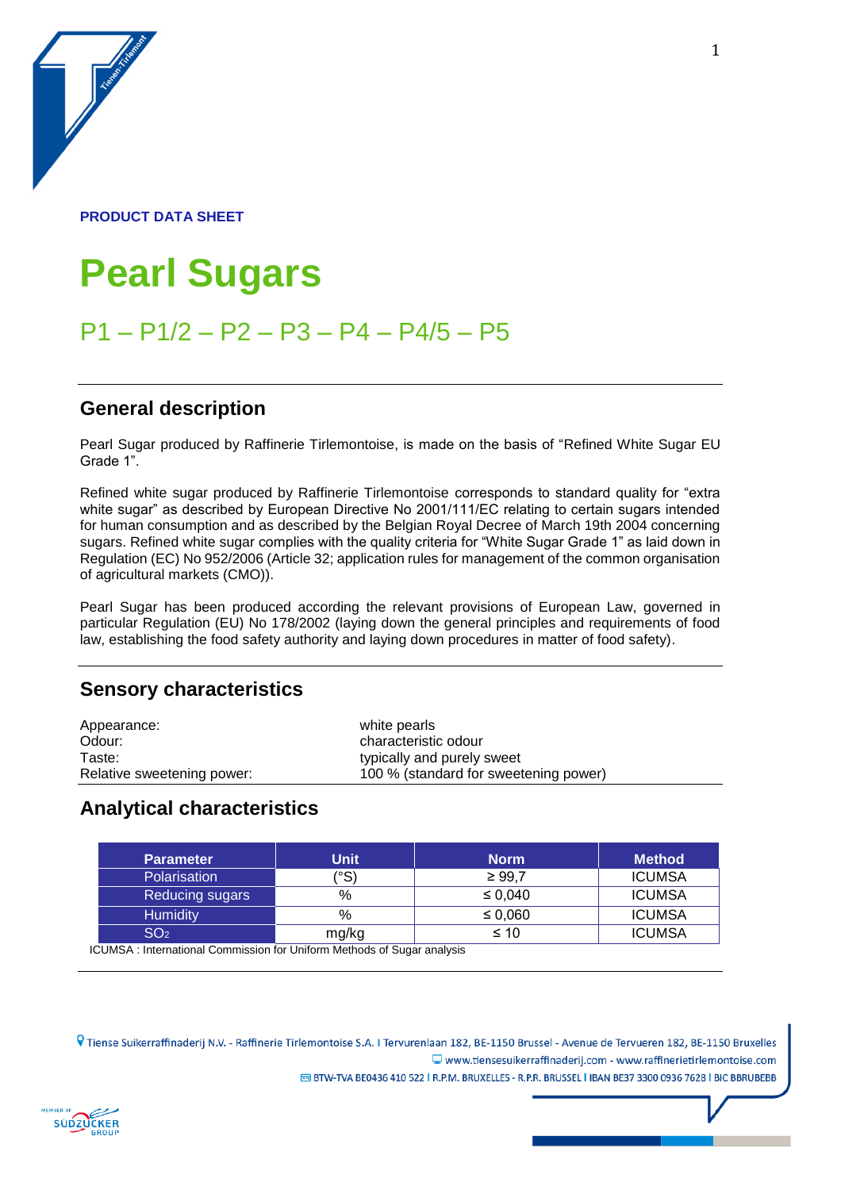PRODUCT DATA SHEET

# Pearl Sugars

## P1 – P1/2 – P2 – P3 – P4 – P4/5 – P5

## General description

Pearl Sugar produced by Raffinerie Tirlemontoise, is made on the basis of "Refined White Sugar EU Grade 1".

Refined white sugar produced by Raffinerie Tirlemontoise corresponds to standard quality for "extra white sugar" as described by European Directive No 2001/111/EC relating to certain sugars intended for human consumption and as described by the Belgian Royal Decree of March 19th 2004 concerning sugars. Refined white sugar complies with the quality criteria for "White Sugar Grade 1" as laid down in Regulation (EC) No 952/2006 (Article 32; application rules for management of the common organisation of agricultural markets (CMO)).

Pearl Sugar has been produced according the relevant provisions of European Law, governed in particular Regulation (EU) No 178/2002 (laying down the general principles and requirements of food law, establishing the food safety authority and laying down procedures in matter of food safety).

## Sensory characteristics

| | |
|---|---|
| Appearance: | white pearls |
| Odour: | characteristic odour |
| Taste: | typically and purely sweet |
| Relative sweetening power: | 100 % (standard for sweetening power) |

## Analytical characteristics

| Parameter | Unit | Norm | Method |
|---|---|---|---|
| Polarisation | (°S) | ≥ 99,7 | ICUMSA |
| Reducing sugars | % | ≤ 0,040 | ICUMSA |
| Humidity | % | ≤ 0,060 | ICUMSA |
| $SO_2$ | mg/kg | ≤ 10 | ICUMSA |

ICUMSA : International Commission for Uniform Methods of Sugar analysis

Tiense Suikerraffinaderij N.V. - Raffinerie Tirlemontoise S.A. I Tervurenlaan 182, BE-1150 Brussel - Avenue de Tervueren 182, BE-1150 Bruxelles
www.tiensesuikerraffinaderij.com - www.raffinerietirlemontoise.com
BTW-TVA BE0436 410 522 I R.P.M. BRUXELLES - R.P.R. BRUSSEL I IBAN BE37 3300 0936 7628 I BIC BBRUBEBB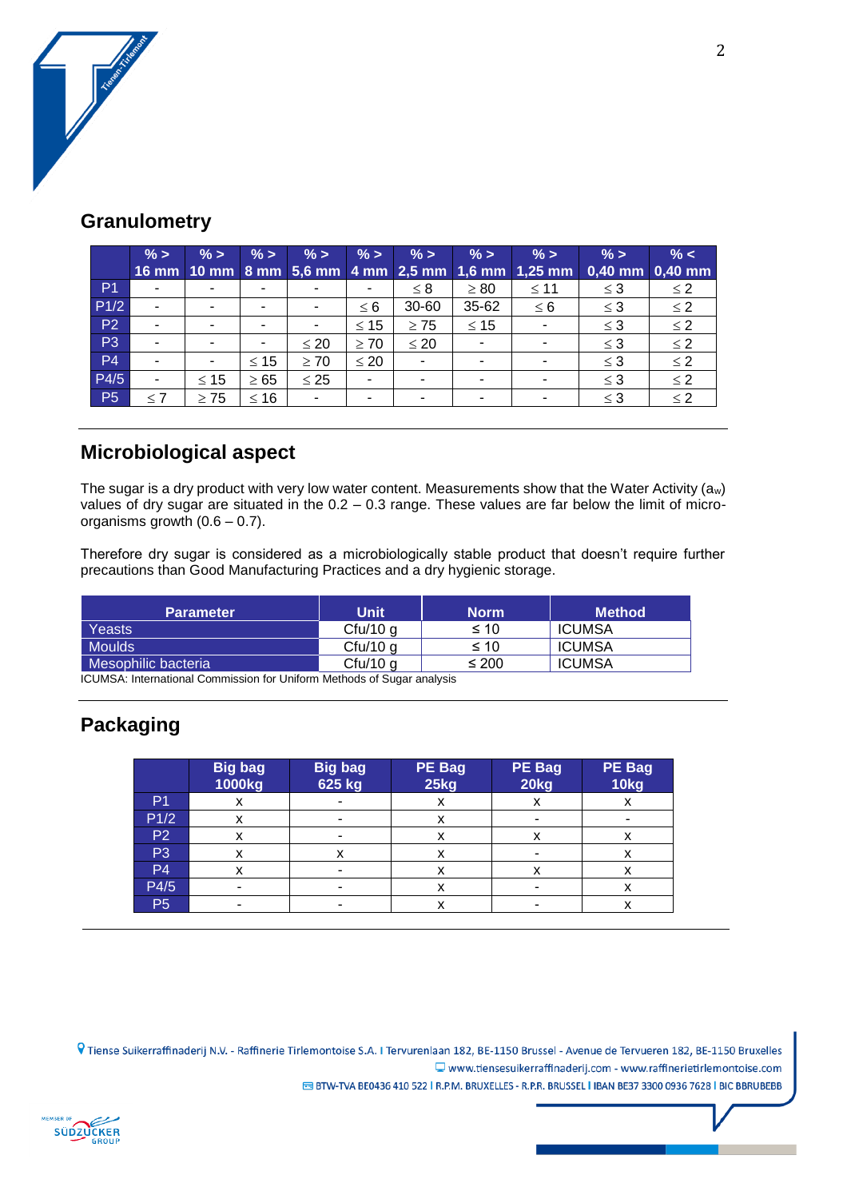## Granulometry

| | % > 16 mm | % > 10 mm | % > 8 mm | % > 5,6 mm | % > 4 mm | % > 2,5 mm | % > 1,6 mm | % > 1,25 mm | % > 0,40 mm | % < 0,40 mm |
|---|---|---|---|---|---|---|---|---|---|---|
| P1 | - | - | - | - | - | ≤ 8 | ≥ 80 | ≤ 11 | ≤ 3 | ≤ 2 |
| P1/2 | - | - | - | - | ≤ 6 | 30-60 | 35-62 | ≤ 6 | ≤ 3 | ≤ 2 |
| P2 | - | - | - | - | ≤ 15 | ≥ 75 | ≤ 15 | - | ≤ 3 | ≤ 2 |
| P3 | - | - | - | ≤ 20 | ≥ 70 | ≤ 20 | - | - | ≤ 3 | ≤ 2 |
| P4 | - | - | ≤ 15 | ≥ 70 | ≤ 20 | - | - | - | ≤ 3 | ≤ 2 |
| P4/5 | - | ≤ 15 | ≥ 65 | ≤ 25 | - | - | - | - | ≤ 3 | ≤ 2 |
| P5 | ≤ 7 | ≥ 75 | ≤ 16 | - | - | - | - | - | ≤ 3 | ≤ 2 |

## Microbiological aspect

The sugar is a dry product with very low water content. Measurements show that the Water Activity ($a_w$) values of dry sugar are situated in the 0.2 – 0.3 range. These values are far below the limit of micro-organisms growth (0.6 – 0.7).

Therefore dry sugar is considered as a microbiologically stable product that doesn't require further precautions than Good Manufacturing Practices and a dry hygienic storage.

| Parameter | Unit | Norm | Method |
|---|---|---|---|
| Yeasts | Cfu/10 g | ≤ 10 | ICUMSA |
| Moulds | Cfu/10 g | ≤ 10 | ICUMSA |
| Mesophilic bacteria | Cfu/10 g | ≤ 200 | ICUMSA |

ICUMSA: International Commission for Uniform Methods of Sugar analysis

## Packaging

| | Big bag 1000kg | Big bag 625 kg | PE Bag 25kg | PE Bag 20kg | PE Bag 10kg |
|---|---|---|---|---|---|
| P1 | x | - | x | x | x |
| P1/2 | x | - | x | - | - |
| P2 | x | - | x | x | x |
| P3 | x | x | x | - | x |
| P4 | x | - | x | x | x |
| P4/5 | - | - | x | - | x |
| P5 | - | - | x | - | x |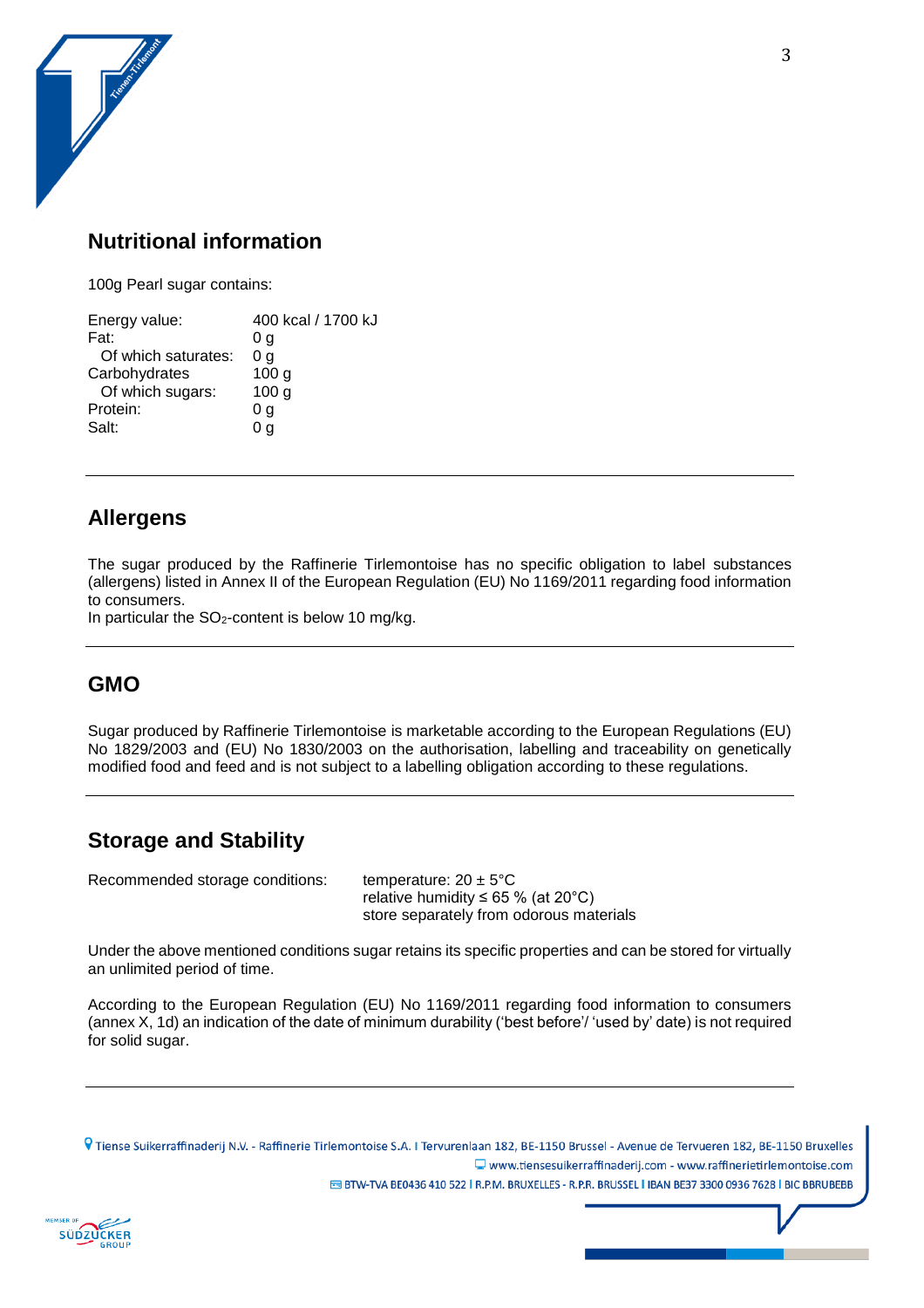## Nutritional information

100g Pearl sugar contains:

| | |
|---|---|
| Energy value: | 400 kcal / 1700 kJ |
| Fat: | 0 g |
| Of which saturates: | 0 g |
| Carbohydrates | 100 g |
| Of which sugars: | 100 g |
| Protein: | 0 g |
| Salt: | 0 g |

---

## Allergens

The sugar produced by the Raffinerie Tirlemontoise has no specific obligation to label substances (allergens) listed in Annex II of the European Regulation (EU) No 1169/2011 regarding food information to consumers.
In particular the $SO_2$-content is below 10 mg/kg.

---

## GMO

Sugar produced by Raffinerie Tirlemontoise is marketable according to the European Regulations (EU) No 1829/2003 and (EU) No 1830/2003 on the authorisation, labelling and traceability on genetically modified food and feed and is not subject to a labelling obligation according to these regulations.

---

## Storage and Stability

Recommended storage conditions:
- temperature: 20 ± 5°C
- relative humidity ≤ 65 % (at 20°C)
- store separately from odorous materials

Under the above mentioned conditions sugar retains its specific properties and can be stored for virtually an unlimited period of time.

According to the European Regulation (EU) No 1169/2011 regarding food information to consumers (annex X, 1d) an indication of the date of minimum durability ('best before'/ 'used by' date) is not required for solid sugar.

---

Tiense Suikerraffinaderij N.V. - Raffinerie Tirlemontoise S.A. I Tervurenlaan 182, BE-1150 Brussel - Avenue de Tervueren 182, BE-1150 Bruxelles
www.tiensesuikerraffinaderij.com - www.raffinerietirlemontoise.com
BTW-TVA BE0436 410 522 I R.P.M. BRUXELLES - R.P.R. BRUSSEL I IBAN BE37 3300 0936 7628 I BIC BBRUBEBB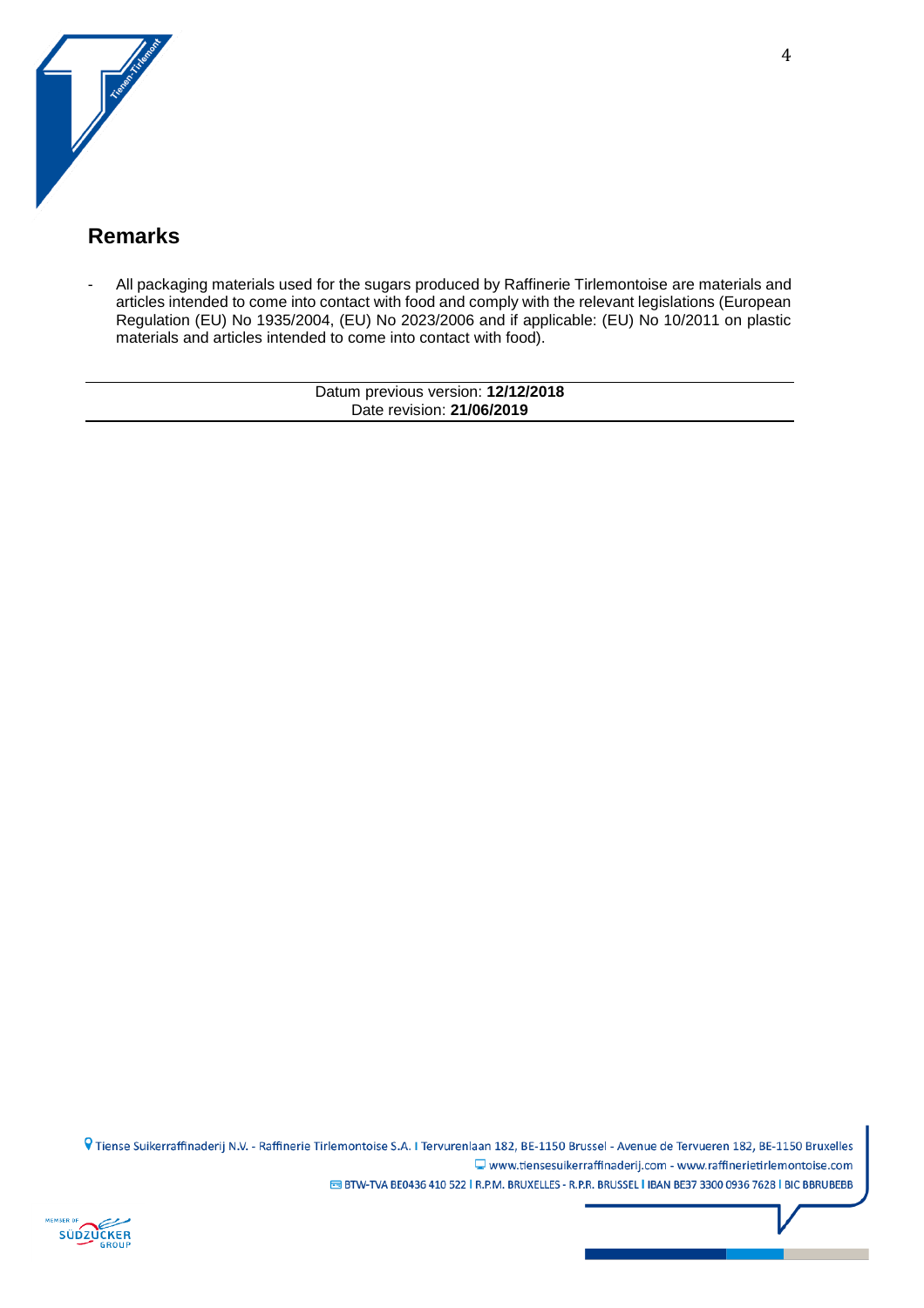## Remarks

- All packaging materials used for the sugars produced by Raffinerie Tirlemontoise are materials and articles intended to come into contact with food and comply with the relevant legislations (European Regulation (EU) No 1935/2004, (EU) No 2023/2006 and if applicable: (EU) No 10/2011 on plastic materials and articles intended to come into contact with food).

---

Datum previous version: **12/12/2018**
Date revision: **21/06/2019**

---